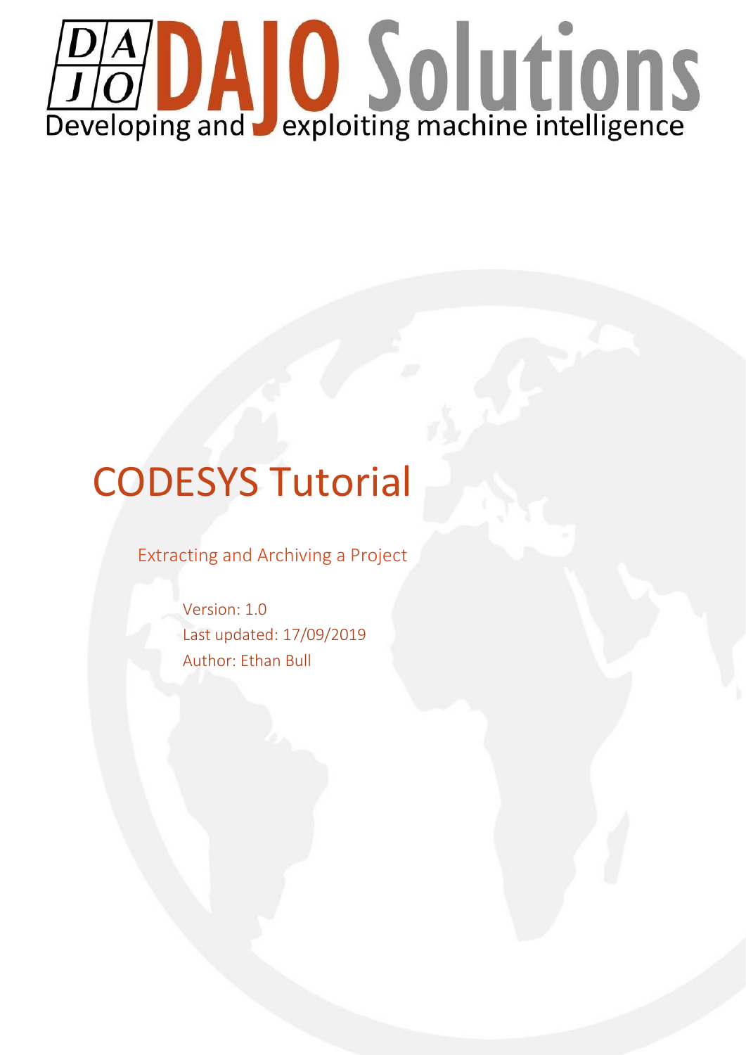# DAJO Solutions

Developing and exploiting machine intelligence

# CODESYS Tutorial

## Extracting and Archiving a Project

Version: 1.0

Last updated: 17/09/2019

Author: Ethan Bull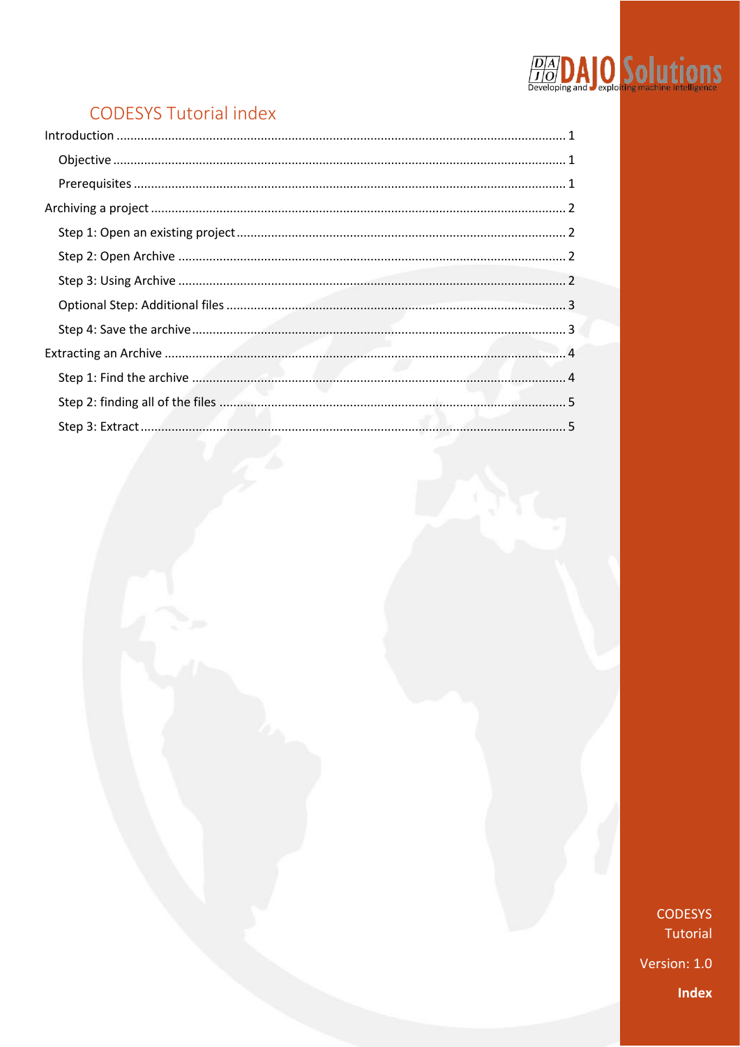# CODESYS Tutorial index

Introduction ........................................................................................................................ 1

- Objective ........................................................................................................................ 1
- Prerequisites ................................................................................................................... 1

Archiving a project ................................................................................................................ 2

- Step 1: Open an existing project ....................................................................................... 2
- Step 2: Open Archive ....................................................................................................... 2
- Step 3: Using Archive ....................................................................................................... 2
- Optional Step: Additional files .......................................................................................... 3
- Step 4: Save the archive ................................................................................................... 3

Extracting an Archive ............................................................................................................ 4

- Step 1: Find the archive ................................................................................................... 4
- Step 2: finding all of the files ........................................................................................... 5
- Step 3: Extract ................................................................................................................. 5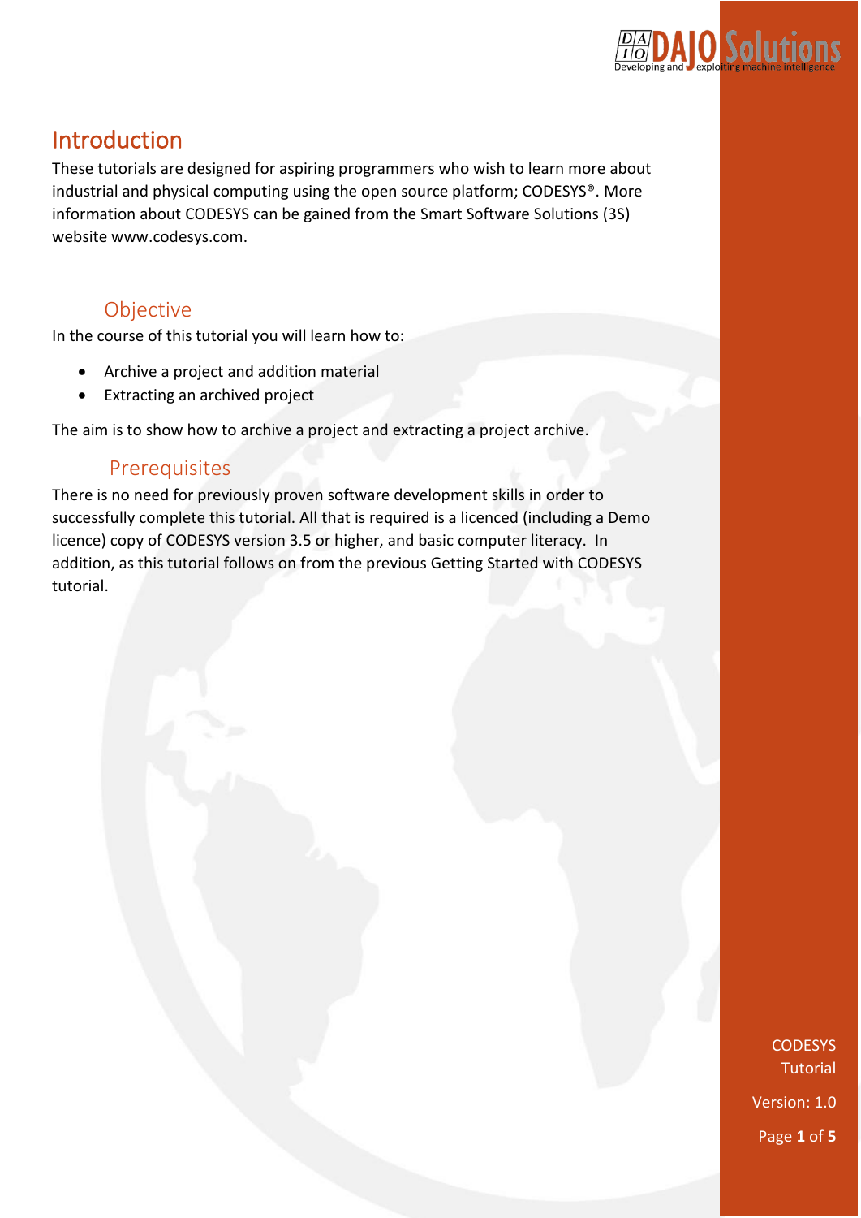# Introduction

These tutorials are designed for aspiring programmers who wish to learn more about industrial and physical computing using the open source platform; CODESYS®. More information about CODESYS can be gained from the Smart Software Solutions (3S) website www.codesys.com.

## Objective

In the course of this tutorial you will learn how to:

- Archive a project and addition material
- Extracting an archived project

The aim is to show how to archive a project and extracting a project archive.

## Prerequisites

There is no need for previously proven software development skills in order to successfully complete this tutorial. All that is required is a licenced (including a Demo licence) copy of CODESYS version 3.5 or higher, and basic computer literacy. In addition, as this tutorial follows on from the previous Getting Started with CODESYS tutorial.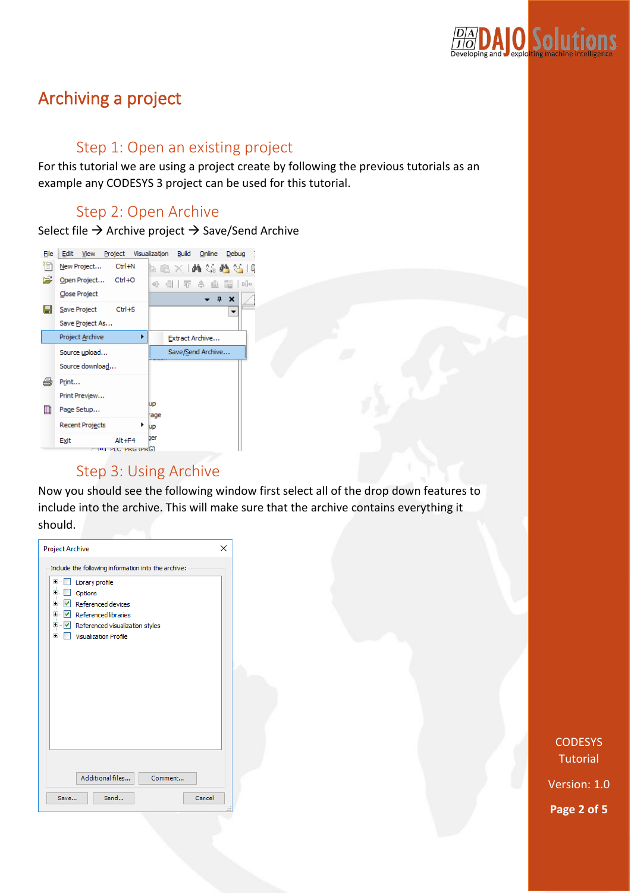# Archiving a project

## Step 1: Open an existing project

For this tutorial we are using a project create by following the previous tutorials as an example any CODESYS 3 project can be used for this tutorial.

## Step 2: Open Archive

Select file → Archive project → Save/Send Archive

## Step 3: Using Archive

Now you should see the following window first select all of the drop down features to include into the archive. This will make sure that the archive contains everything it should.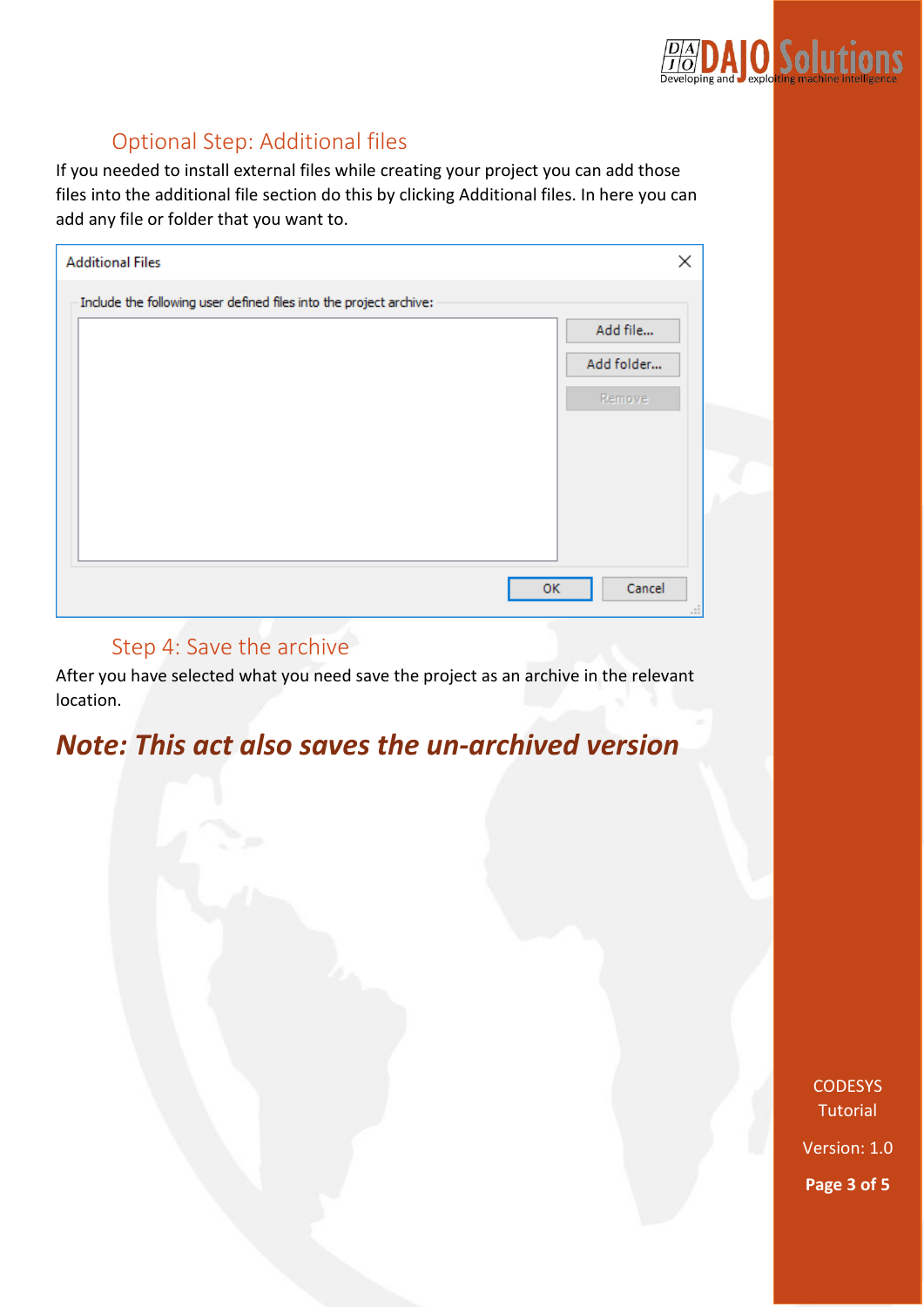## Optional Step: Additional files

If you needed to install external files while creating your project you can add those files into the additional file section do this by clicking Additional files. In here you can add any file or folder that you want to.

## Step 4: Save the archive

After you have selected what you need save the project as an archive in the relevant location.

***Note: This act also saves the un-archived version***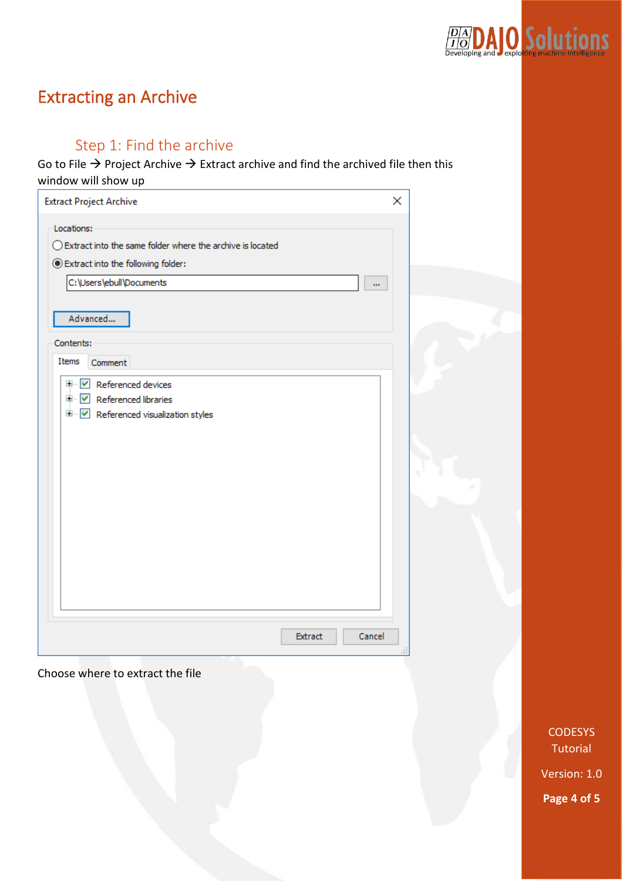# Extracting an Archive

## Step 1: Find the archive

Go to File → Project Archive → Extract archive and find the archived file then this window will show up

Choose where to extract the file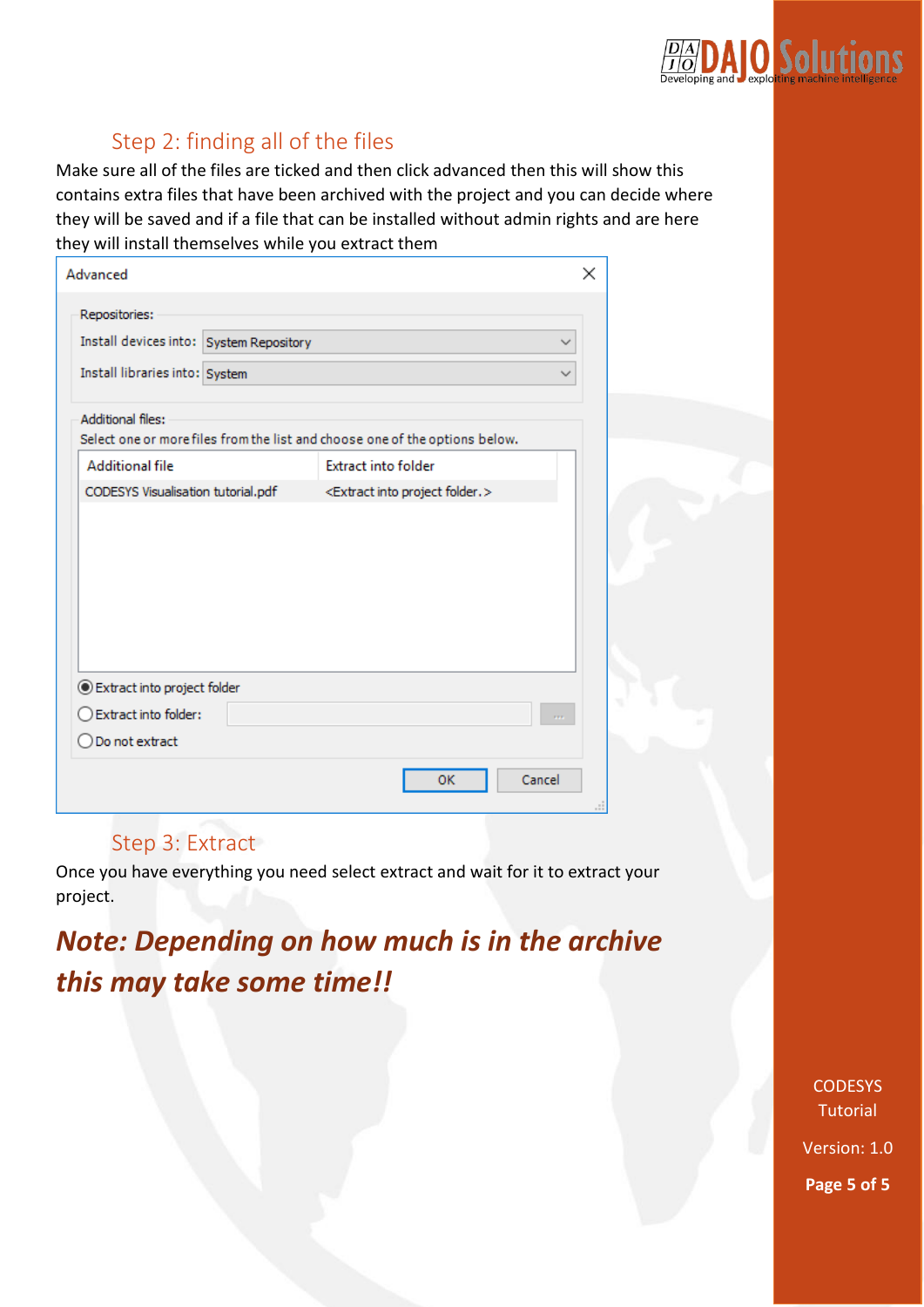## Step 2: finding all of the files

Make sure all of the files are ticked and then click advanced then this will show this contains extra files that have been archived with the project and you can decide where they will be saved and if a file that can be installed without admin rights and are here they will install themselves while you extract them

## Step 3: Extract

Once you have everything you need select extract and wait for it to extract your project.

***Note: Depending on how much is in the archive this may take some time!!***